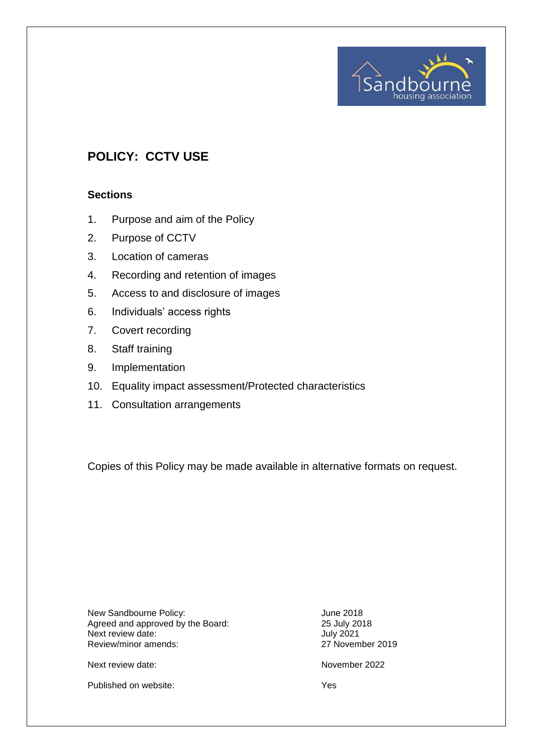# POLICY: CCTV USE

## Sections

1. Purpose and aim of the Policy
2. Purpose of CCTV
3. Location of cameras
4. Recording and retention of images
5. Access to and disclosure of images
6. Individuals' access rights
7. Covert recording
8. Staff training
9. Implementation
10. Equality impact assessment/Protected characteristics
11. Consultation arrangements

Copies of this Policy may be made available in alternative formats on request.

| | |
|---|---|
| New Sandbourne Policy: | June 2018 |
| Agreed and approved by the Board: | 25 July 2018 |
| Next review date: | July 2021 |
| Review/minor amends: | 27 November 2019 |
| Next review date: | November 2022 |
| Published on website: | Yes |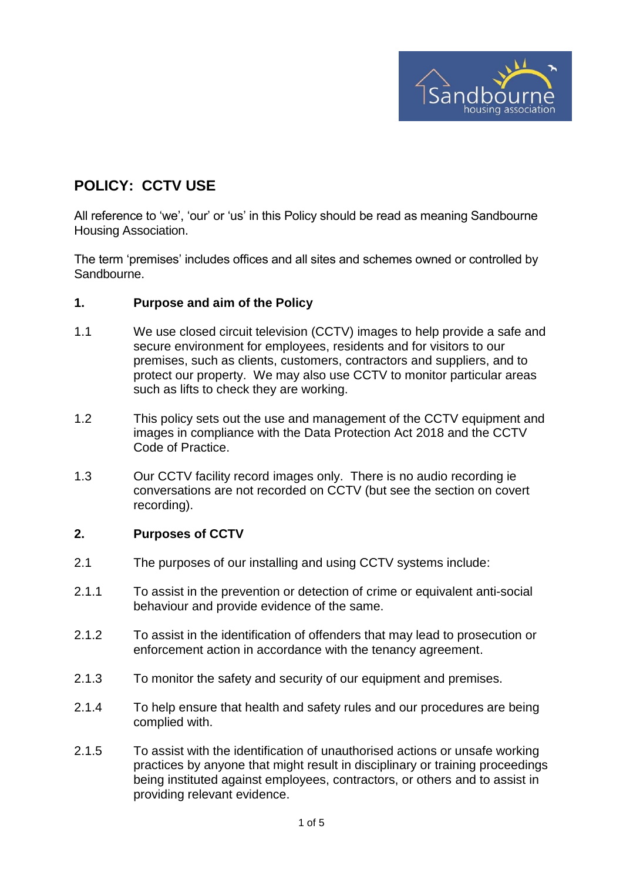# POLICY: CCTV USE

All reference to 'we', 'our' or 'us' in this Policy should be read as meaning Sandbourne Housing Association.

The term 'premises' includes offices and all sites and schemes owned or controlled by Sandbourne.

## 1. Purpose and aim of the Policy

1.1 We use closed circuit television (CCTV) images to help provide a safe and secure environment for employees, residents and for visitors to our premises, such as clients, customers, contractors and suppliers, and to protect our property. We may also use CCTV to monitor particular areas such as lifts to check they are working.

1.2 This policy sets out the use and management of the CCTV equipment and images in compliance with the Data Protection Act 2018 and the CCTV Code of Practice.

1.3 Our CCTV facility record images only. There is no audio recording ie conversations are not recorded on CCTV (but see the section on covert recording).

## 2. Purposes of CCTV

2.1 The purposes of our installing and using CCTV systems include:

2.1.1 To assist in the prevention or detection of crime or equivalent anti-social behaviour and provide evidence of the same.

2.1.2 To assist in the identification of offenders that may lead to prosecution or enforcement action in accordance with the tenancy agreement.

2.1.3 To monitor the safety and security of our equipment and premises.

2.1.4 To help ensure that health and safety rules and our procedures are being complied with.

2.1.5 To assist with the identification of unauthorised actions or unsafe working practices by anyone that might result in disciplinary or training proceedings being instituted against employees, contractors, or others and to assist in providing relevant evidence.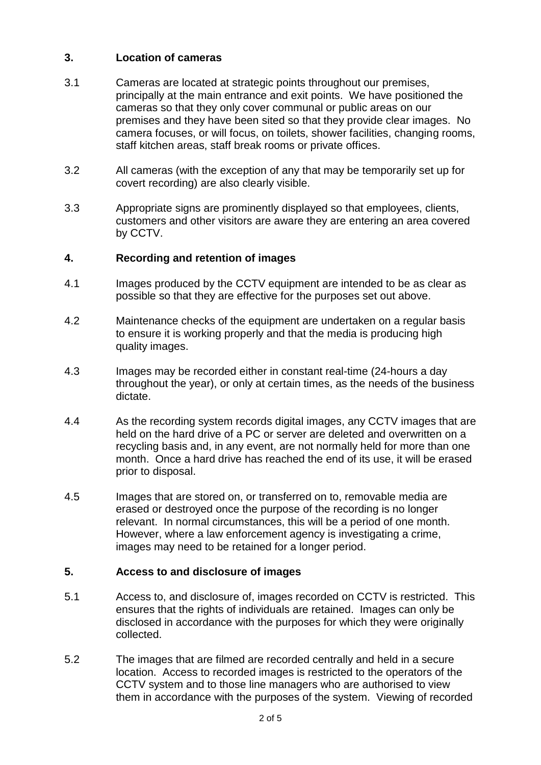## 3. Location of cameras

3.1 Cameras are located at strategic points throughout our premises, principally at the main entrance and exit points. We have positioned the cameras so that they only cover communal or public areas on our premises and they have been sited so that they provide clear images. No camera focuses, or will focus, on toilets, shower facilities, changing rooms, staff kitchen areas, staff break rooms or private offices.

3.2 All cameras (with the exception of any that may be temporarily set up for covert recording) are also clearly visible.

3.3 Appropriate signs are prominently displayed so that employees, clients, customers and other visitors are aware they are entering an area covered by CCTV.

## 4. Recording and retention of images

4.1 Images produced by the CCTV equipment are intended to be as clear as possible so that they are effective for the purposes set out above.

4.2 Maintenance checks of the equipment are undertaken on a regular basis to ensure it is working properly and that the media is producing high quality images.

4.3 Images may be recorded either in constant real-time (24-hours a day throughout the year), or only at certain times, as the needs of the business dictate.

4.4 As the recording system records digital images, any CCTV images that are held on the hard drive of a PC or server are deleted and overwritten on a recycling basis and, in any event, are not normally held for more than one month. Once a hard drive has reached the end of its use, it will be erased prior to disposal.

4.5 Images that are stored on, or transferred on to, removable media are erased or destroyed once the purpose of the recording is no longer relevant. In normal circumstances, this will be a period of one month. However, where a law enforcement agency is investigating a crime, images may need to be retained for a longer period.

## 5. Access to and disclosure of images

5.1 Access to, and disclosure of, images recorded on CCTV is restricted. This ensures that the rights of individuals are retained. Images can only be disclosed in accordance with the purposes for which they were originally collected.

5.2 The images that are filmed are recorded centrally and held in a secure location. Access to recorded images is restricted to the operators of the CCTV system and to those line managers who are authorised to view them in accordance with the purposes of the system. Viewing of recorded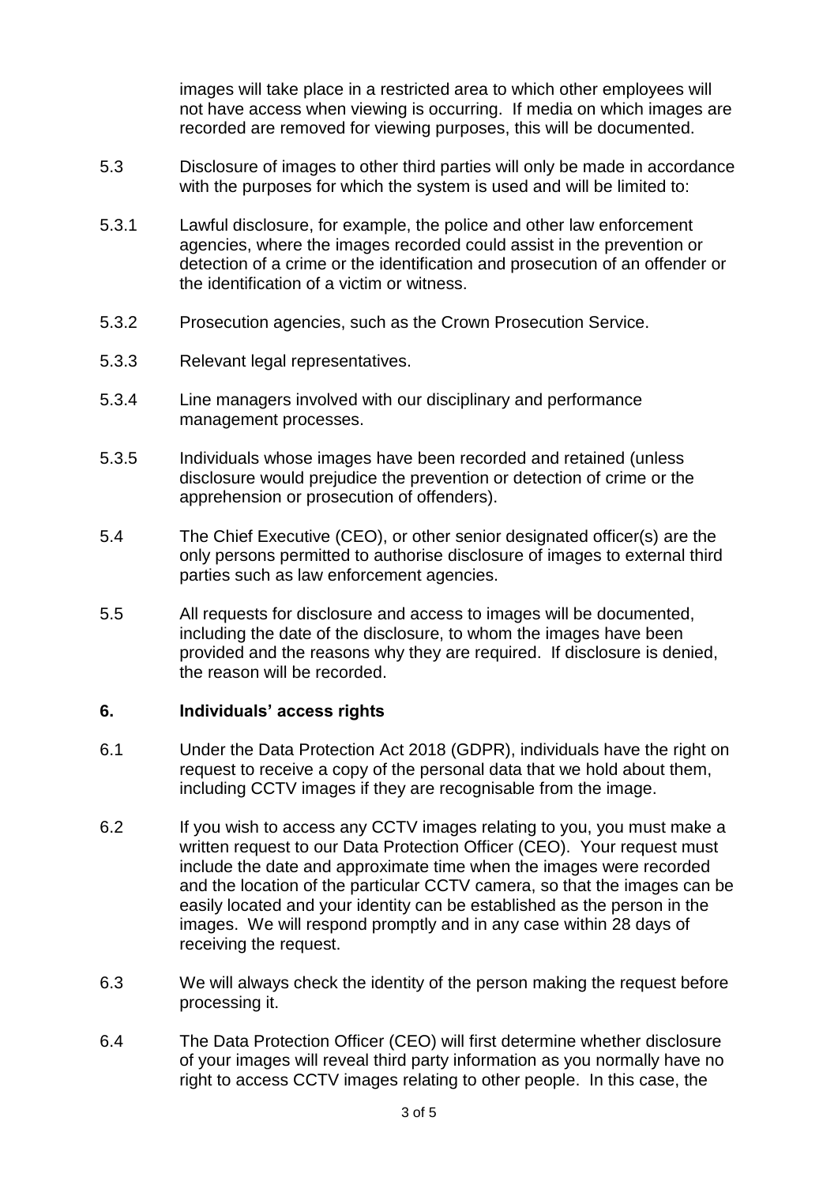images will take place in a restricted area to which other employees will not have access when viewing is occurring. If media on which images are recorded are removed for viewing purposes, this will be documented.

5.3 Disclosure of images to other third parties will only be made in accordance with the purposes for which the system is used and will be limited to:

5.3.1 Lawful disclosure, for example, the police and other law enforcement agencies, where the images recorded could assist in the prevention or detection of a crime or the identification and prosecution of an offender or the identification of a victim or witness.

5.3.2 Prosecution agencies, such as the Crown Prosecution Service.

5.3.3 Relevant legal representatives.

5.3.4 Line managers involved with our disciplinary and performance management processes.

5.3.5 Individuals whose images have been recorded and retained (unless disclosure would prejudice the prevention or detection of crime or the apprehension or prosecution of offenders).

5.4 The Chief Executive (CEO), or other senior designated officer(s) are the only persons permitted to authorise disclosure of images to external third parties such as law enforcement agencies.

5.5 All requests for disclosure and access to images will be documented, including the date of the disclosure, to whom the images have been provided and the reasons why they are required. If disclosure is denied, the reason will be recorded.

## 6. Individuals' access rights

6.1 Under the Data Protection Act 2018 (GDPR), individuals have the right on request to receive a copy of the personal data that we hold about them, including CCTV images if they are recognisable from the image.

6.2 If you wish to access any CCTV images relating to you, you must make a written request to our Data Protection Officer (CEO). Your request must include the date and approximate time when the images were recorded and the location of the particular CCTV camera, so that the images can be easily located and your identity can be established as the person in the images. We will respond promptly and in any case within 28 days of receiving the request.

6.3 We will always check the identity of the person making the request before processing it.

6.4 The Data Protection Officer (CEO) will first determine whether disclosure of your images will reveal third party information as you normally have no right to access CCTV images relating to other people. In this case, the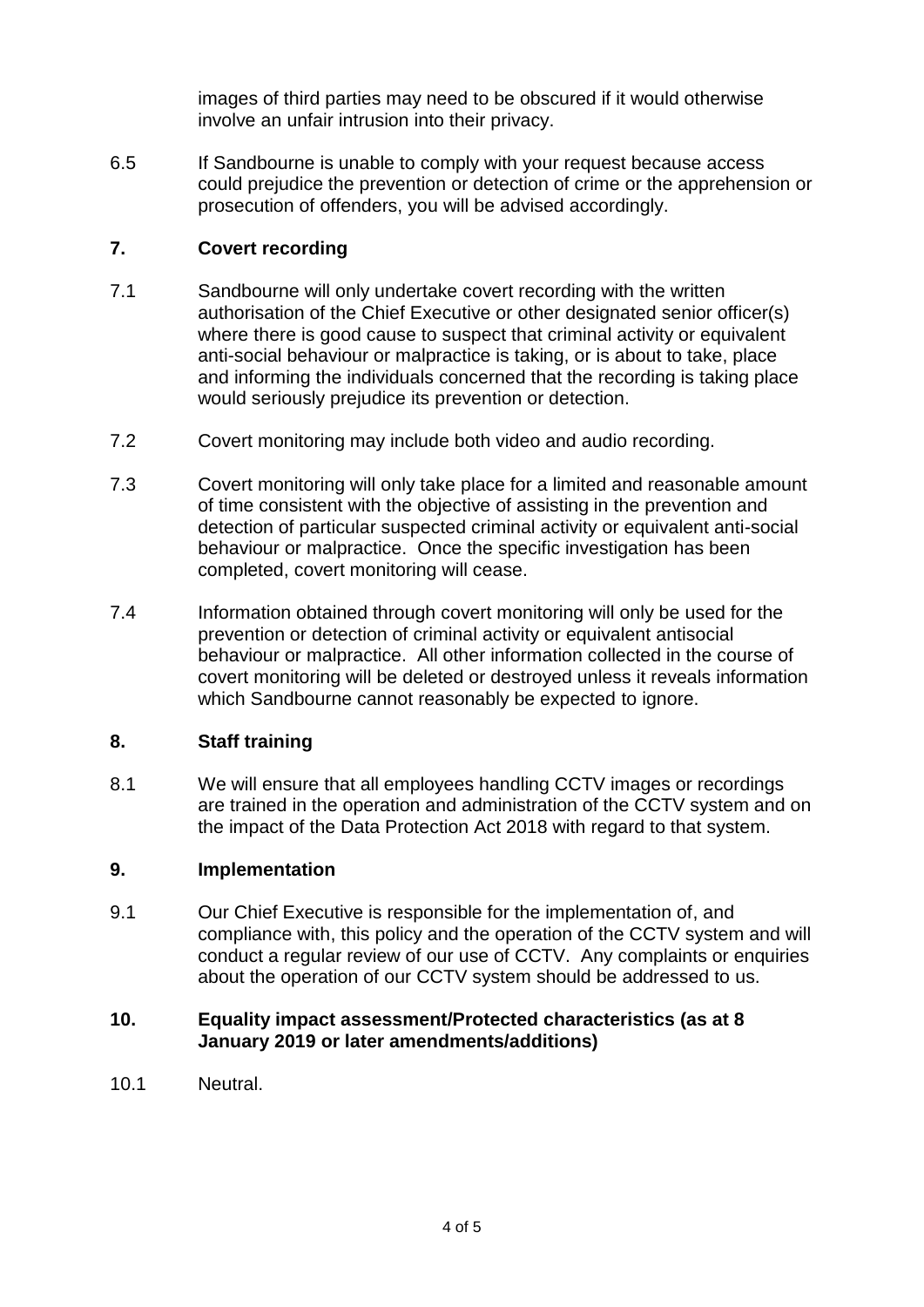images of third parties may need to be obscured if it would otherwise involve an unfair intrusion into their privacy.

6.5 If Sandbourne is unable to comply with your request because access could prejudice the prevention or detection of crime or the apprehension or prosecution of offenders, you will be advised accordingly.

## 7. Covert recording

7.1 Sandbourne will only undertake covert recording with the written authorisation of the Chief Executive or other designated senior officer(s) where there is good cause to suspect that criminal activity or equivalent anti-social behaviour or malpractice is taking, or is about to take, place and informing the individuals concerned that the recording is taking place would seriously prejudice its prevention or detection.

7.2 Covert monitoring may include both video and audio recording.

7.3 Covert monitoring will only take place for a limited and reasonable amount of time consistent with the objective of assisting in the prevention and detection of particular suspected criminal activity or equivalent anti-social behaviour or malpractice. Once the specific investigation has been completed, covert monitoring will cease.

7.4 Information obtained through covert monitoring will only be used for the prevention or detection of criminal activity or equivalent antisocial behaviour or malpractice. All other information collected in the course of covert monitoring will be deleted or destroyed unless it reveals information which Sandbourne cannot reasonably be expected to ignore.

## 8. Staff training

8.1 We will ensure that all employees handling CCTV images or recordings are trained in the operation and administration of the CCTV system and on the impact of the Data Protection Act 2018 with regard to that system.

## 9. Implementation

9.1 Our Chief Executive is responsible for the implementation of, and compliance with, this policy and the operation of the CCTV system and will conduct a regular review of our use of CCTV. Any complaints or enquiries about the operation of our CCTV system should be addressed to us.

## 10. Equality impact assessment/Protected characteristics (as at 8 January 2019 or later amendments/additions)

10.1 Neutral.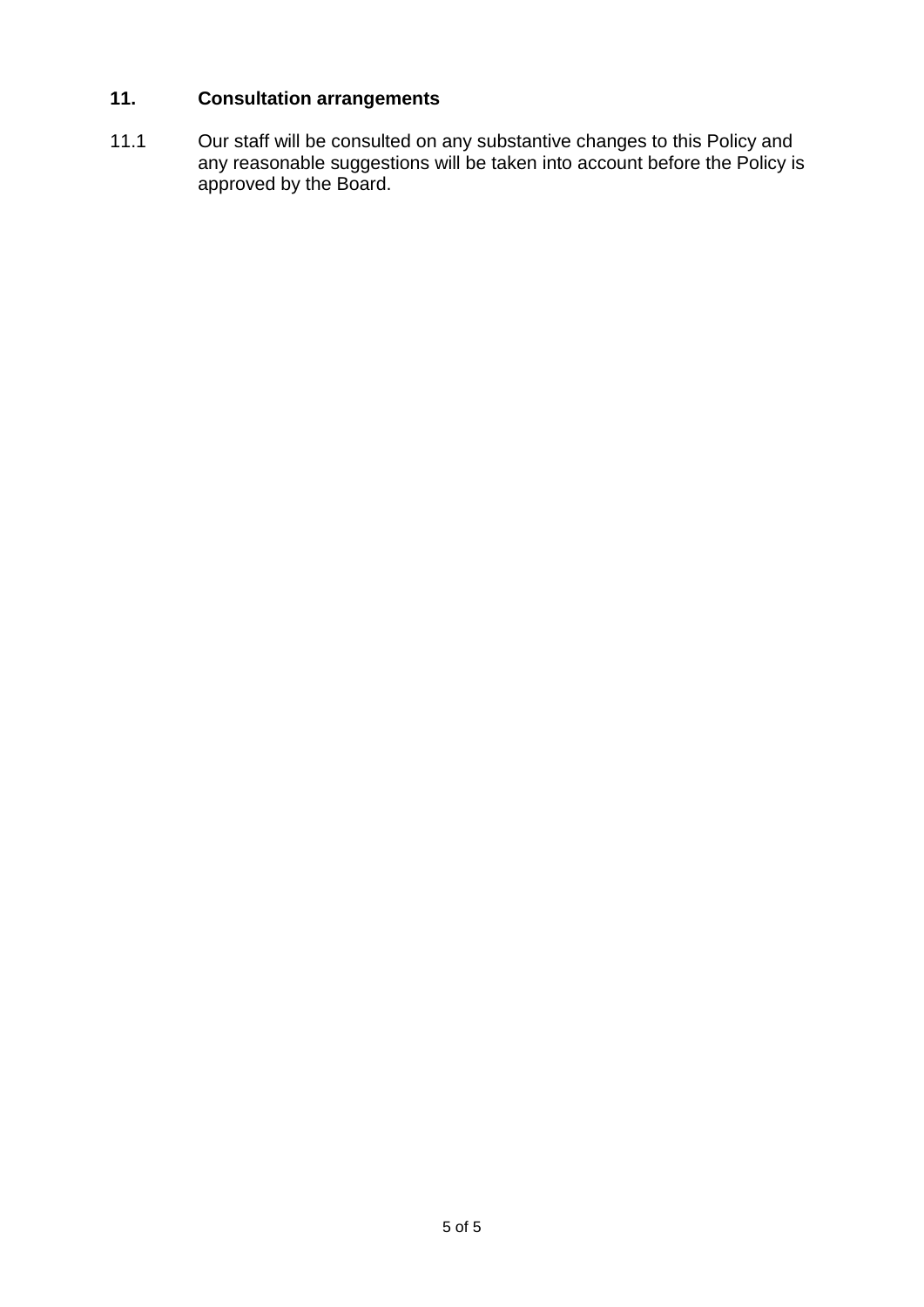## 11. Consultation arrangements

11.1 Our staff will be consulted on any substantive changes to this Policy and any reasonable suggestions will be taken into account before the Policy is approved by the Board.